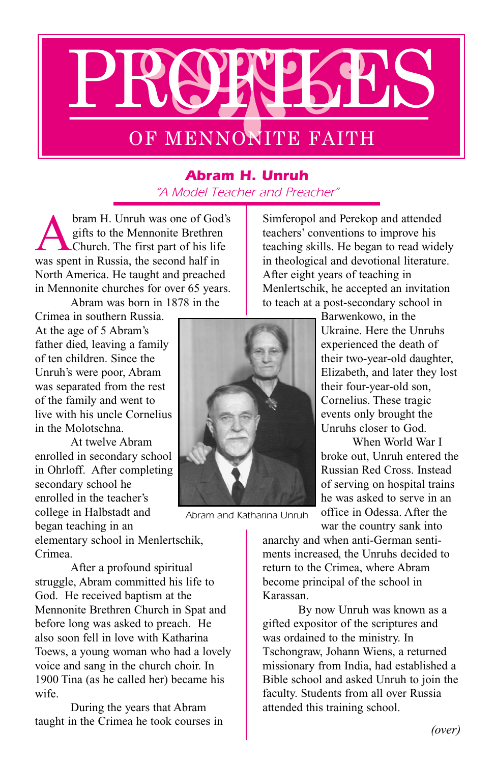# PROFILES

## OF MENNONITE FAITH

### Abram H. Unruh

*"A Model Teacher and Preacher"*

Abram H. Unruh was one of God's gifts to the Mennonite Brethren Church. The first part of his life was spent in Russia, the second half in North America. He taught and preached in Mennonite churches for over 65 years.

Abram was born in 1878 in the Crimea in southern Russia. At the age of 5 Abram's father died, leaving a family of ten children. Since the Unruh's were poor, Abram was separated from the rest of the family and went to live with his uncle Cornelius in the Molotschna.

At twelve Abram enrolled in secondary school in Ohrloff. After completing secondary school he enrolled in the teacher's college in Halbstadt and began teaching in an elementary school in Menlertschik, Crimea.

After a profound spiritual struggle, Abram committed his life to God. He received baptism at the Mennonite Brethren Church in Spat and before long was asked to preach. He also soon fell in love with Katharina Toews, a young woman who had a lovely voice and sang in the church choir. In 1900 Tina (as he called her) became his wife.

During the years that Abram taught in the Crimea he took courses in Simferopol and Perekop and attended teachers' conventions to improve his teaching skills. He began to read widely in theological and devotional literature. After eight years of teaching in Menlertschik, he accepted an invitation to teach at a post-secondary school in Barwenkowo, in the Ukraine. Here the Unruhs experienced the death of their two-year-old daughter, Elizabeth, and later they lost their four-year-old son, Cornelius. These tragic events only brought the Unruhs closer to God.

Abram and Katharina Unruh

When World War I broke out, Unruh entered the Russian Red Cross. Instead of serving on hospital trains he was asked to serve in an office in Odessa. After the war the country sank into anarchy and when anti-German senti-ments increased, the Unruhs decided to return to the Crimea, where Abram become principal of the school in Karassan.

By now Unruh was known as a gifted expositor of the scriptures and was ordained to the ministry. In Tschongraw, Johann Wiens, a returned missionary from India, had established a Bible school and asked Unruh to join the faculty. Students from all over Russia attended this training school.

*(over)*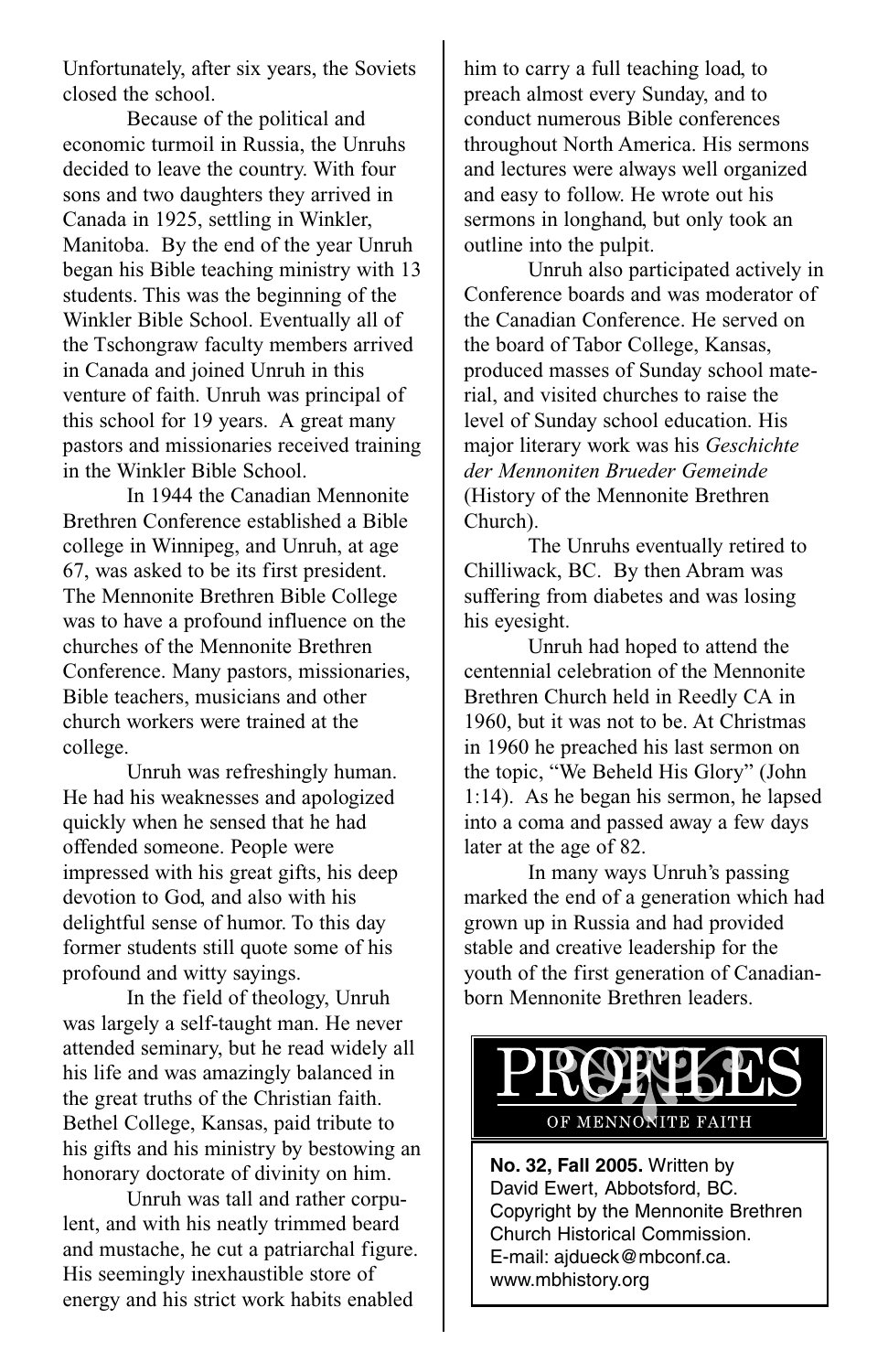Unfortunately, after six years, the Soviets closed the school.

Because of the political and economic turmoil in Russia, the Unruhs decided to leave the country. With four sons and two daughters they arrived in Canada in 1925, settling in Winkler, Manitoba. By the end of the year Unruh began his Bible teaching ministry with 13 students. This was the beginning of the Winkler Bible School. Eventually all of the Tschongraw faculty members arrived in Canada and joined Unruh in this venture of faith. Unruh was principal of this school for 19 years. A great many pastors and missionaries received training in the Winkler Bible School.

In 1944 the Canadian Mennonite Brethren Conference established a Bible college in Winnipeg, and Unruh, at age 67, was asked to be its first president. The Mennonite Brethren Bible College was to have a profound influence on the churches of the Mennonite Brethren Conference. Many pastors, missionaries, Bible teachers, musicians and other church workers were trained at the college.

Unruh was refreshingly human. He had his weaknesses and apologized quickly when he sensed that he had offended someone. People were impressed with his great gifts, his deep devotion to God, and also with his delightful sense of humor. To this day former students still quote some of his profound and witty sayings.

In the field of theology, Unruh was largely a self-taught man. He never attended seminary, but he read widely all his life and was amazingly balanced in the great truths of the Christian faith. Bethel College, Kansas, paid tribute to his gifts and his ministry by bestowing an honorary doctorate of divinity on him.

Unruh was tall and rather corpulent, and with his neatly trimmed beard and mustache, he cut a patriarchal figure. His seemingly inexhaustible store of energy and his strict work habits enabled him to carry a full teaching load, to preach almost every Sunday, and to conduct numerous Bible conferences throughout North America. His sermons and lectures were always well organized and easy to follow. He wrote out his sermons in longhand, but only took an outline into the pulpit.

Unruh also participated actively in Conference boards and was moderator of the Canadian Conference. He served on the board of Tabor College, Kansas, produced masses of Sunday school material, and visited churches to raise the level of Sunday school education. His major literary work was his *Geschichte der Mennoniten Brueder Gemeinde* (History of the Mennonite Brethren Church).

The Unruhs eventually retired to Chilliwack, BC. By then Abram was suffering from diabetes and was losing his eyesight.

Unruh had hoped to attend the centennial celebration of the Mennonite Brethren Church held in Reedly CA in 1960, but it was not to be. At Christmas in 1960 he preached his last sermon on the topic, "We Beheld His Glory" (John 1:14). As he began his sermon, he lapsed into a coma and passed away a few days later at the age of 82.

In many ways Unruh's passing marked the end of a generation which had grown up in Russia and had provided stable and creative leadership for the youth of the first generation of Canadian-born Mennonite Brethren leaders.

PROFILES OF MENNONITE FAITH

**No. 32, Fall 2005.** Written by David Ewert, Abbotsford, BC. Copyright by the Mennonite Brethren Church Historical Commission. E-mail: ajdueck@mbconf.ca. www.mbhistory.org